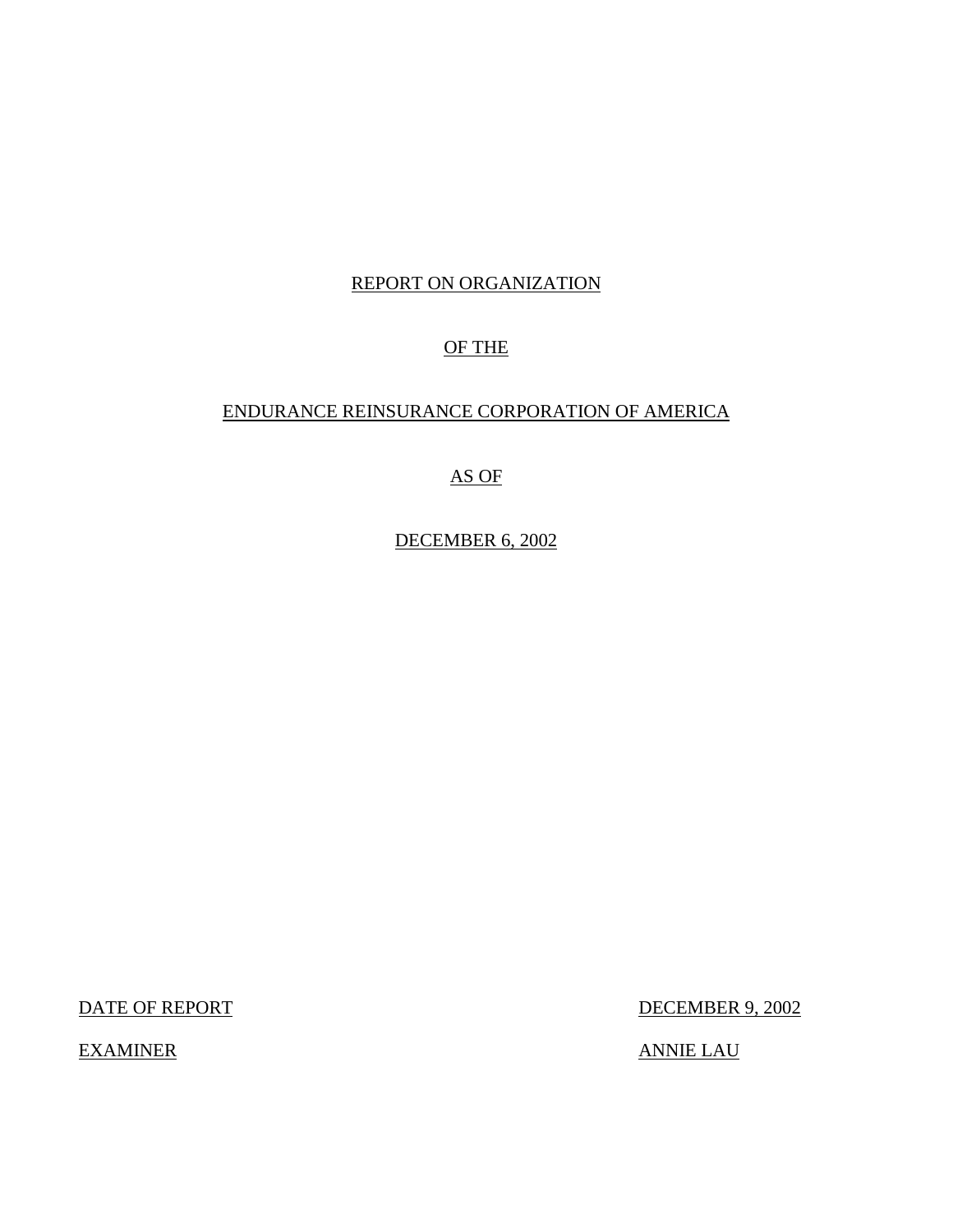# REPORT ON ORGANIZATION

# OF THE

# ENDURANCE REINSURANCE CORPORATION OF AMERICA

# AS OF

# DECEMBER 6, 2002

| | |
|---|---|
| DATE OF REPORT | DECEMBER 9, 2002 |
| EXAMINER | ANNIE LAU |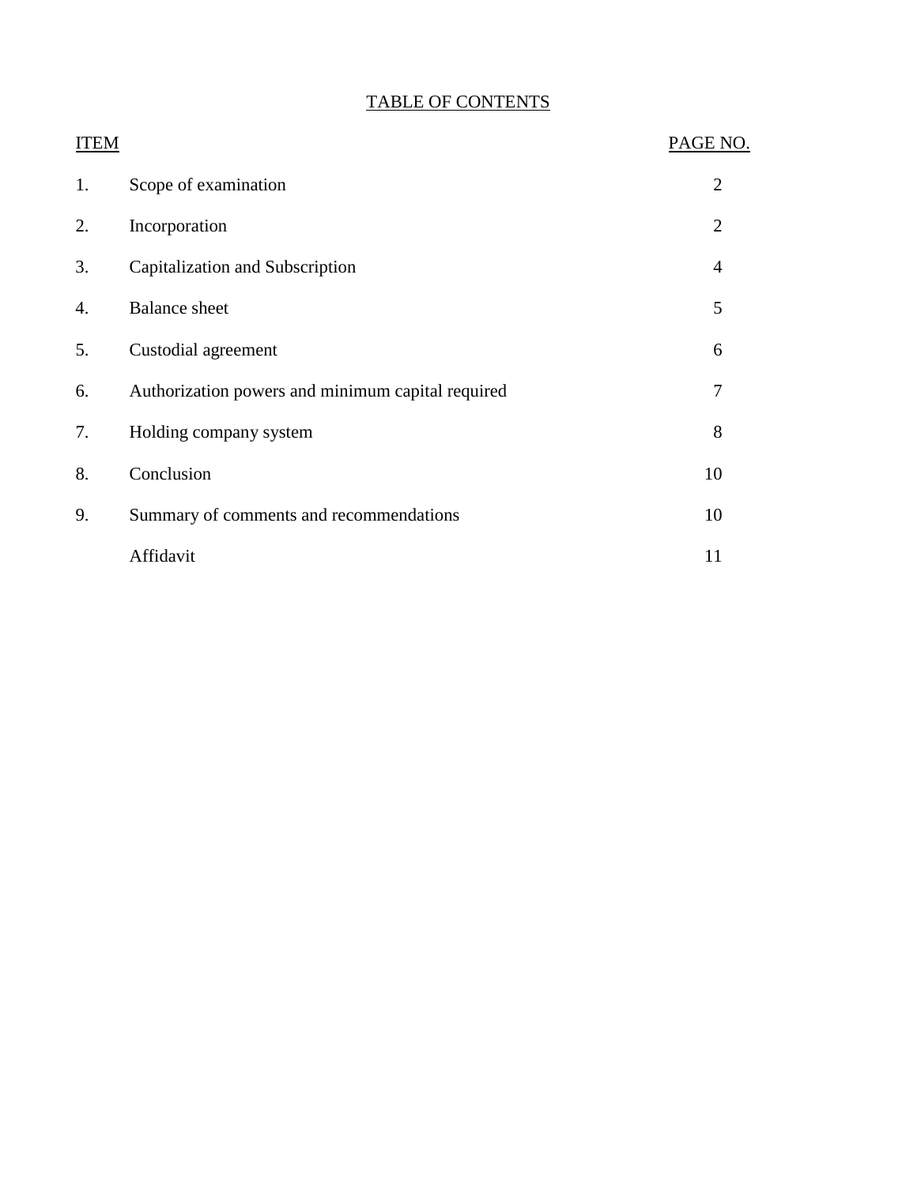# TABLE OF CONTENTS

| ITEM | | PAGE NO. |
|---|---|---|
| 1. | Scope of examination | 2 |
| 2. | Incorporation | 2 |
| 3. | Capitalization and Subscription | 4 |
| 4. | Balance sheet | 5 |
| 5. | Custodial agreement | 6 |
| 6. | Authorization powers and minimum capital required | 7 |
| 7. | Holding company system | 8 |
| 8. | Conclusion | 10 |
| 9. | Summary of comments and recommendations | 10 |
| | Affidavit | 11 |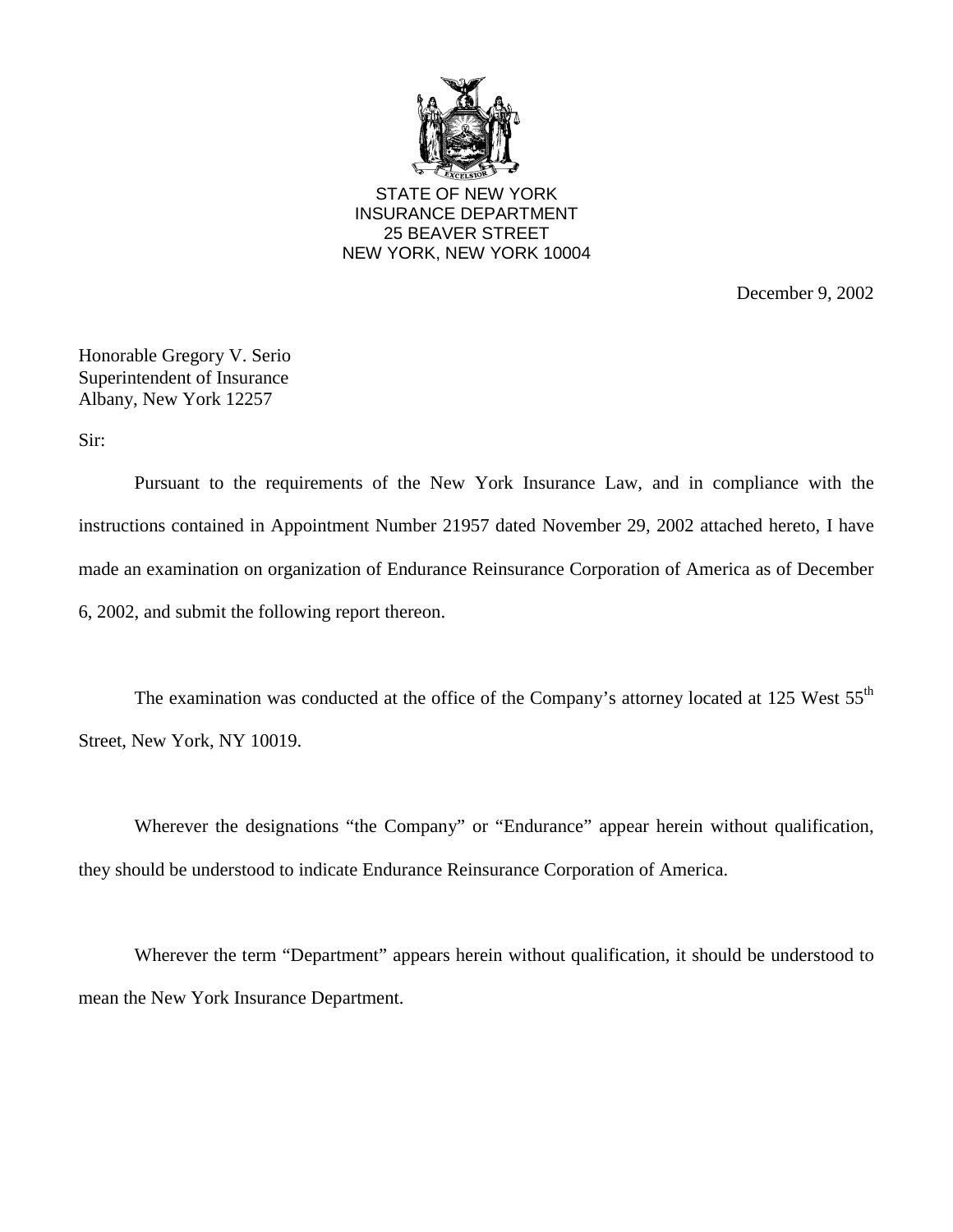STATE OF NEW YORK
INSURANCE DEPARTMENT
25 BEAVER STREET
NEW YORK, NEW YORK 10004

December 9, 2002

Honorable Gregory V. Serio
Superintendent of Insurance
Albany, New York 12257

Sir:

Pursuant to the requirements of the New York Insurance Law, and in compliance with the instructions contained in Appointment Number 21957 dated November 29, 2002 attached hereto, I have made an examination on organization of Endurance Reinsurance Corporation of America as of December 6, 2002, and submit the following report thereon.

The examination was conducted at the office of the Company's attorney located at 125 West 55th Street, New York, NY 10019.

Wherever the designations "the Company" or "Endurance" appear herein without qualification, they should be understood to indicate Endurance Reinsurance Corporation of America.

Wherever the term "Department" appears herein without qualification, it should be understood to mean the New York Insurance Department.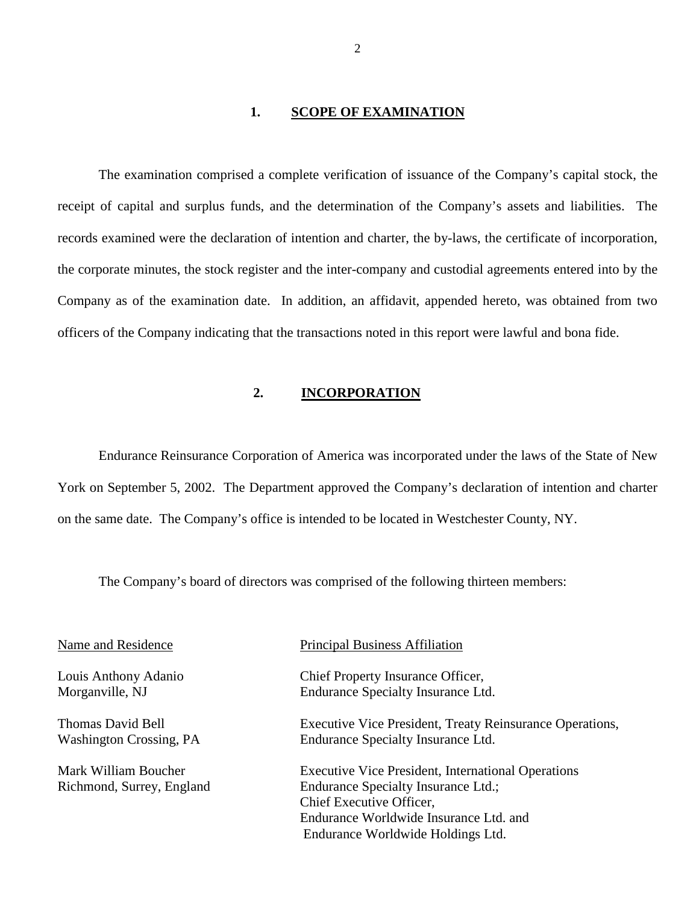## 1. SCOPE OF EXAMINATION

The examination comprised a complete verification of issuance of the Company's capital stock, the receipt of capital and surplus funds, and the determination of the Company's assets and liabilities. The records examined were the declaration of intention and charter, the by-laws, the certificate of incorporation, the corporate minutes, the stock register and the inter-company and custodial agreements entered into by the Company as of the examination date. In addition, an affidavit, appended hereto, was obtained from two officers of the Company indicating that the transactions noted in this report were lawful and bona fide.

## 2. INCORPORATION

Endurance Reinsurance Corporation of America was incorporated under the laws of the State of New York on September 5, 2002. The Department approved the Company's declaration of intention and charter on the same date. The Company's office is intended to be located in Westchester County, NY.

The Company's board of directors was comprised of the following thirteen members:

| Name and Residence | Principal Business Affiliation |
|---|---|
| Louis Anthony Adanio<br>Morganville, NJ | Chief Property Insurance Officer,<br>Endurance Specialty Insurance Ltd. |
| Thomas David Bell<br>Washington Crossing, PA | Executive Vice President, Treaty Reinsurance Operations,<br>Endurance Specialty Insurance Ltd. |
| Mark William Boucher<br>Richmond, Surrey, England | Executive Vice President, International Operations<br>Endurance Specialty Insurance Ltd.;<br>Chief Executive Officer,<br>Endurance Worldwide Insurance Ltd. and<br>Endurance Worldwide Holdings Ltd. |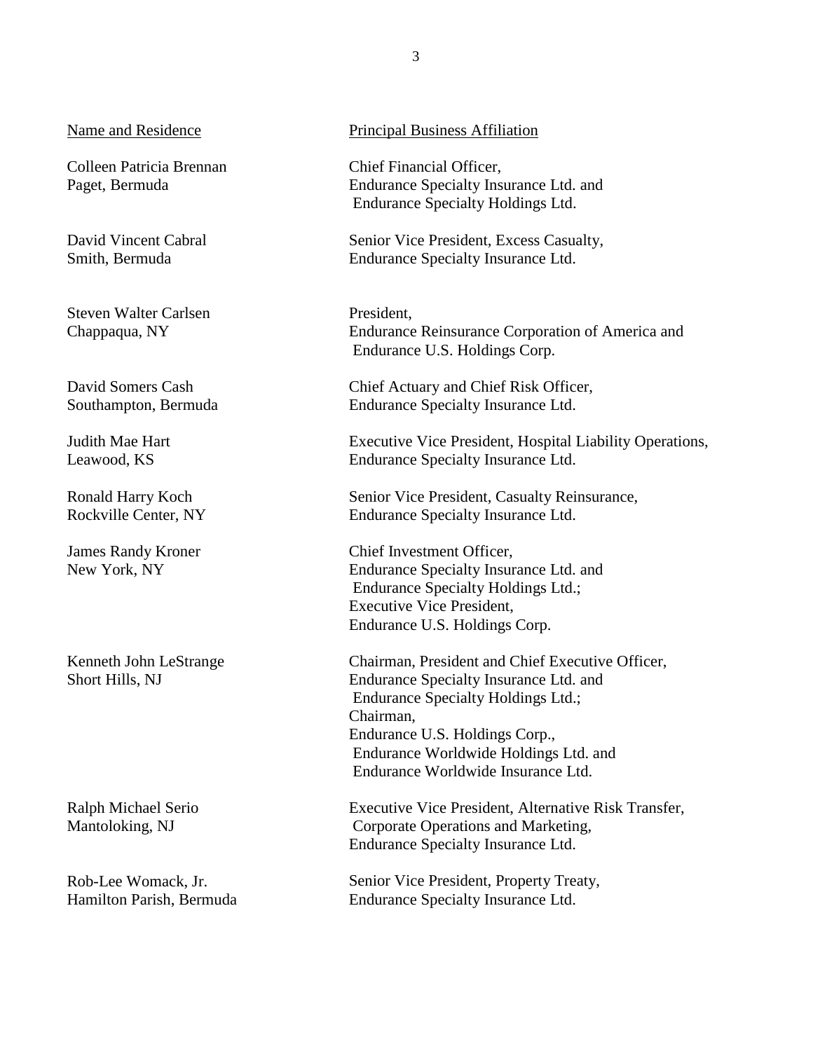| Name and Residence | Principal Business Affiliation |
| --- | --- |
| Colleen Patricia Brennan<br>Paget, Bermuda | Chief Financial Officer,<br>Endurance Specialty Insurance Ltd. and<br>Endurance Specialty Holdings Ltd. |
| David Vincent Cabral<br>Smith, Bermuda | Senior Vice President, Excess Casualty,<br>Endurance Specialty Insurance Ltd. |
| Steven Walter Carlsen<br>Chappaqua, NY | President,<br>Endurance Reinsurance Corporation of America and<br>Endurance U.S. Holdings Corp. |
| David Somers Cash<br>Southampton, Bermuda | Chief Actuary and Chief Risk Officer,<br>Endurance Specialty Insurance Ltd. |
| Judith Mae Hart<br>Leawood, KS | Executive Vice President, Hospital Liability Operations,<br>Endurance Specialty Insurance Ltd. |
| Ronald Harry Koch<br>Rockville Center, NY | Senior Vice President, Casualty Reinsurance,<br>Endurance Specialty Insurance Ltd. |
| James Randy Kroner<br>New York, NY | Chief Investment Officer,<br>Endurance Specialty Insurance Ltd. and<br>Endurance Specialty Holdings Ltd.;<br>Executive Vice President,<br>Endurance U.S. Holdings Corp. |
| Kenneth John LeStrange<br>Short Hills, NJ | Chairman, President and Chief Executive Officer,<br>Endurance Specialty Insurance Ltd. and<br>Endurance Specialty Holdings Ltd.;<br>Chairman,<br>Endurance U.S. Holdings Corp.,<br>Endurance Worldwide Holdings Ltd. and<br>Endurance Worldwide Insurance Ltd. |
| Ralph Michael Serio<br>Mantoloking, NJ | Executive Vice President, Alternative Risk Transfer,<br>Corporate Operations and Marketing,<br>Endurance Specialty Insurance Ltd. |
| Rob-Lee Womack, Jr.<br>Hamilton Parish, Bermuda | Senior Vice President, Property Treaty,<br>Endurance Specialty Insurance Ltd. |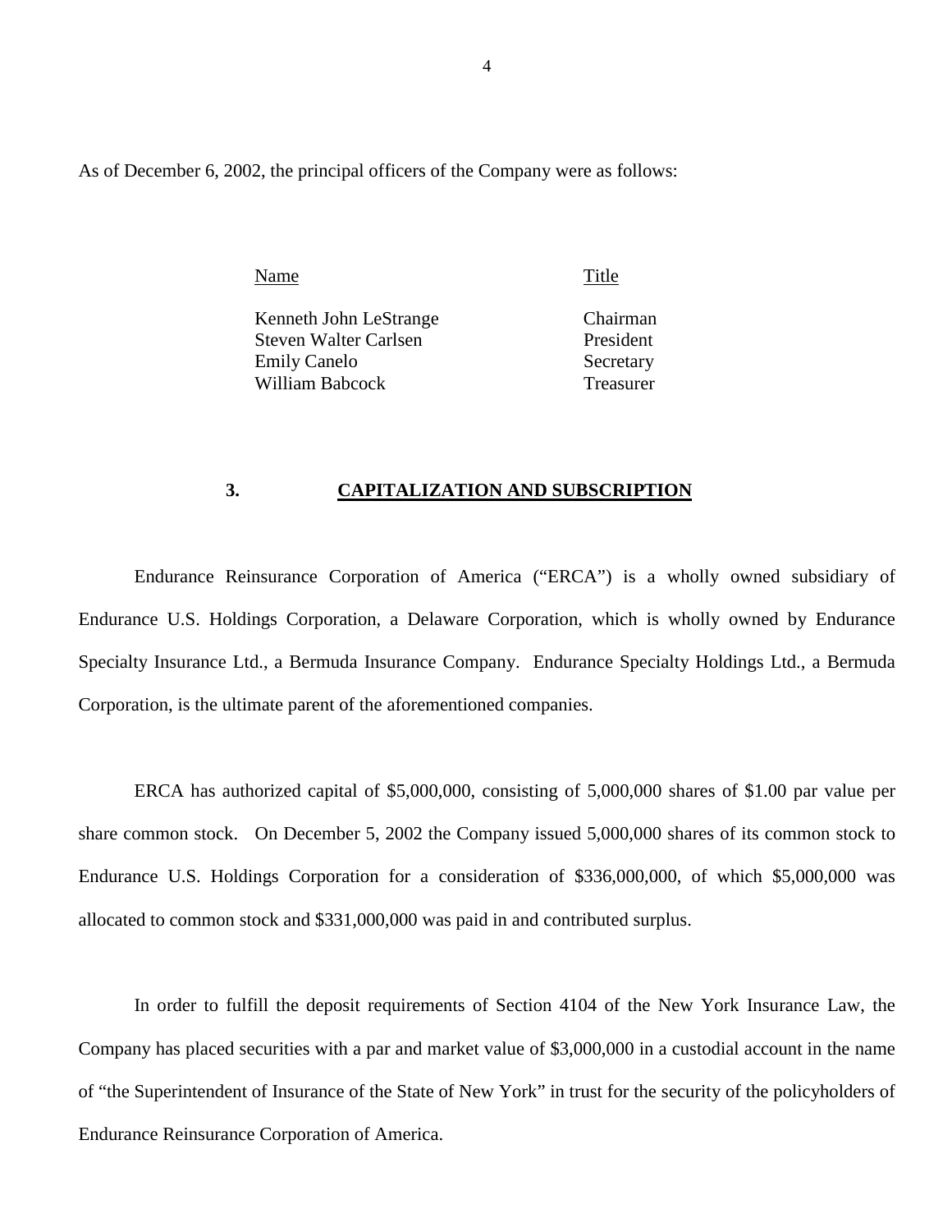As of December 6, 2002, the principal officers of the Company were as follows:

| Name | Title |
|---|---|
| Kenneth John LeStrange | Chairman |
| Steven Walter Carlsen | President |
| Emily Canelo | Secretary |
| William Babcock | Treasurer |

## 3. CAPITALIZATION AND SUBSCRIPTION

Endurance Reinsurance Corporation of America ("ERCA") is a wholly owned subsidiary of Endurance U.S. Holdings Corporation, a Delaware Corporation, which is wholly owned by Endurance Specialty Insurance Ltd., a Bermuda Insurance Company. Endurance Specialty Holdings Ltd., a Bermuda Corporation, is the ultimate parent of the aforementioned companies.

ERCA has authorized capital of $5,000,000, consisting of 5,000,000 shares of $1.00 par value per share common stock. On December 5, 2002 the Company issued 5,000,000 shares of its common stock to Endurance U.S. Holdings Corporation for a consideration of $336,000,000, of which $5,000,000 was allocated to common stock and $331,000,000 was paid in and contributed surplus.

In order to fulfill the deposit requirements of Section 4104 of the New York Insurance Law, the Company has placed securities with a par and market value of $3,000,000 in a custodial account in the name of "the Superintendent of Insurance of the State of New York" in trust for the security of the policyholders of Endurance Reinsurance Corporation of America.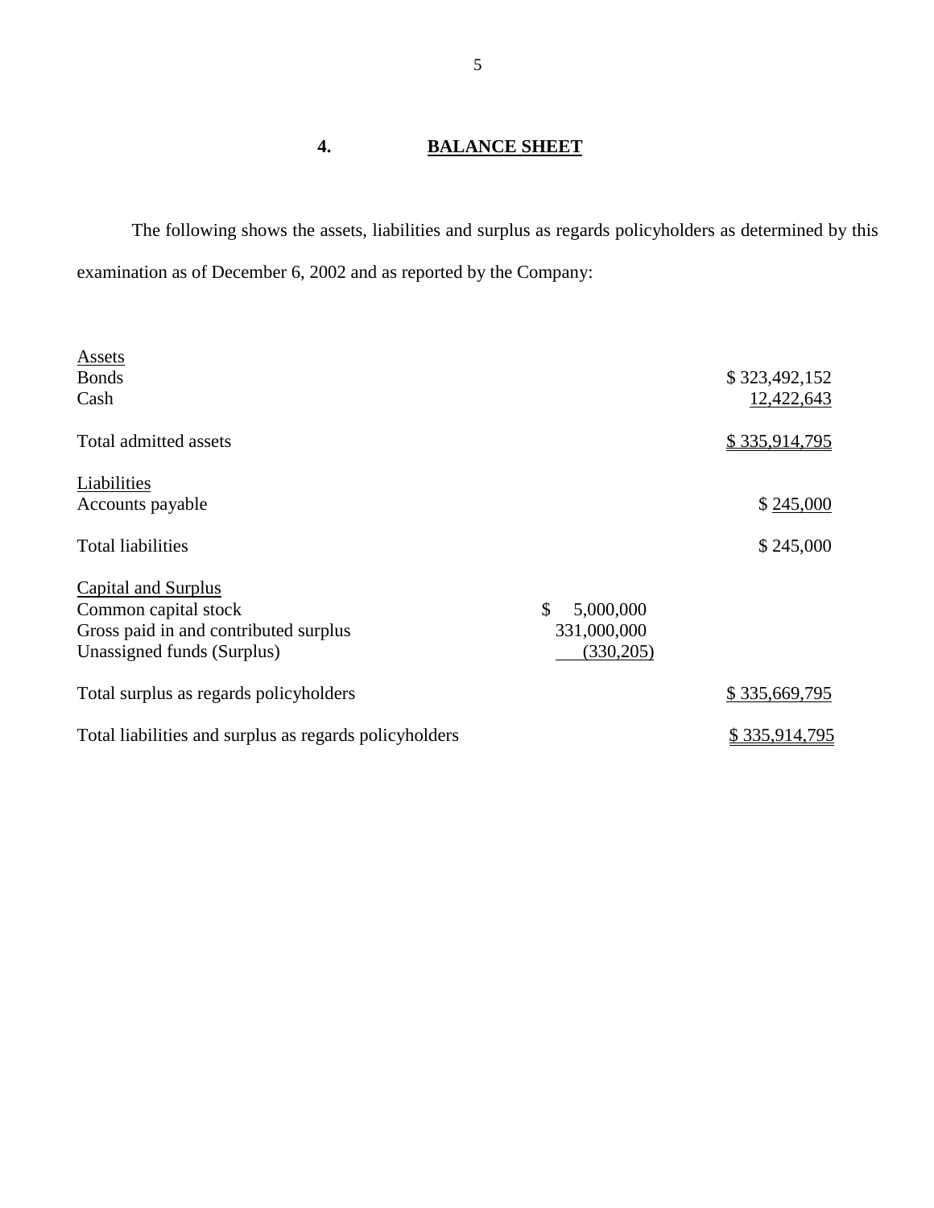## 4. BALANCE SHEET

The following shows the assets, liabilities and surplus as regards policyholders as determined by this examination as of December 6, 2002 and as reported by the Company:

| | | |
|---|---|---|
| Assets | | |
| Bonds | | $ 323,492,152 |
| Cash | | 12,422,643 |
| Total admitted assets | | $ 335,914,795 |
| Liabilities | | |
| Accounts payable | | $ 245,000 |
| Total liabilities | | $ 245,000 |
| Capital and Surplus | | |
| Common capital stock | $ 5,000,000 | |
| Gross paid in and contributed surplus | 331,000,000 | |
| Unassigned funds (Surplus) | (330,205) | |
| Total surplus as regards policyholders | | $ 335,669,795 |
| Total liabilities and surplus as regards policyholders | | $ 335,914,795 |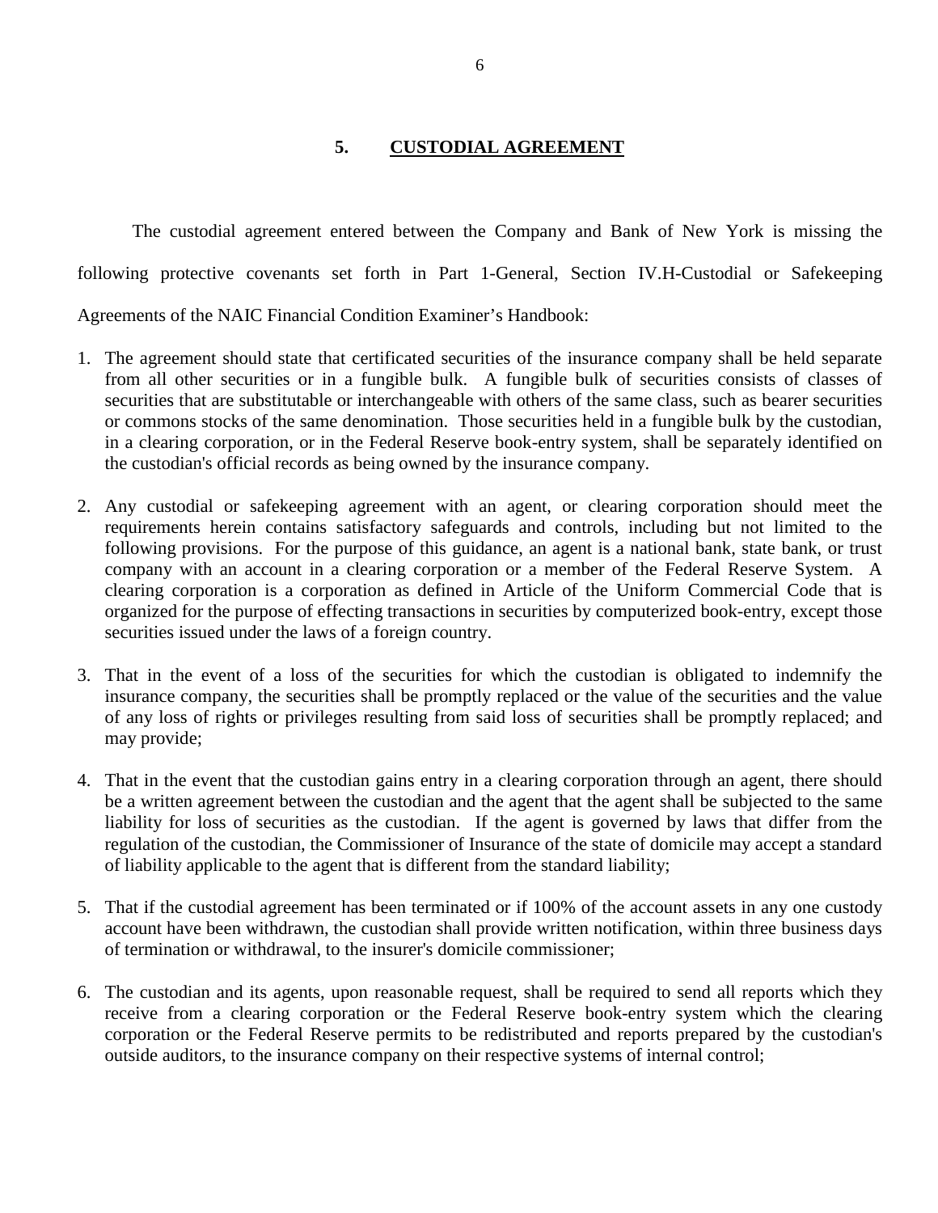## 5. CUSTODIAL AGREEMENT

The custodial agreement entered between the Company and Bank of New York is missing the following protective covenants set forth in Part 1-General, Section IV.H-Custodial or Safekeeping Agreements of the NAIC Financial Condition Examiner's Handbook:

1. The agreement should state that certificated securities of the insurance company shall be held separate from all other securities or in a fungible bulk. A fungible bulk of securities consists of classes of securities that are substitutable or interchangeable with others of the same class, such as bearer securities or commons stocks of the same denomination. Those securities held in a fungible bulk by the custodian, in a clearing corporation, or in the Federal Reserve book-entry system, shall be separately identified on the custodian's official records as being owned by the insurance company.

2. Any custodial or safekeeping agreement with an agent, or clearing corporation should meet the requirements herein contains satisfactory safeguards and controls, including but not limited to the following provisions. For the purpose of this guidance, an agent is a national bank, state bank, or trust company with an account in a clearing corporation or a member of the Federal Reserve System. A clearing corporation is a corporation as defined in Article of the Uniform Commercial Code that is organized for the purpose of effecting transactions in securities by computerized book-entry, except those securities issued under the laws of a foreign country.

3. That in the event of a loss of the securities for which the custodian is obligated to indemnify the insurance company, the securities shall be promptly replaced or the value of the securities and the value of any loss of rights or privileges resulting from said loss of securities shall be promptly replaced; and may provide;

4. That in the event that the custodian gains entry in a clearing corporation through an agent, there should be a written agreement between the custodian and the agent that the agent shall be subjected to the same liability for loss of securities as the custodian. If the agent is governed by laws that differ from the regulation of the custodian, the Commissioner of Insurance of the state of domicile may accept a standard of liability applicable to the agent that is different from the standard liability;

5. That if the custodial agreement has been terminated or if 100% of the account assets in any one custody account have been withdrawn, the custodian shall provide written notification, within three business days of termination or withdrawal, to the insurer's domicile commissioner;

6. The custodian and its agents, upon reasonable request, shall be required to send all reports which they receive from a clearing corporation or the Federal Reserve book-entry system which the clearing corporation or the Federal Reserve permits to be redistributed and reports prepared by the custodian's outside auditors, to the insurance company on their respective systems of internal control;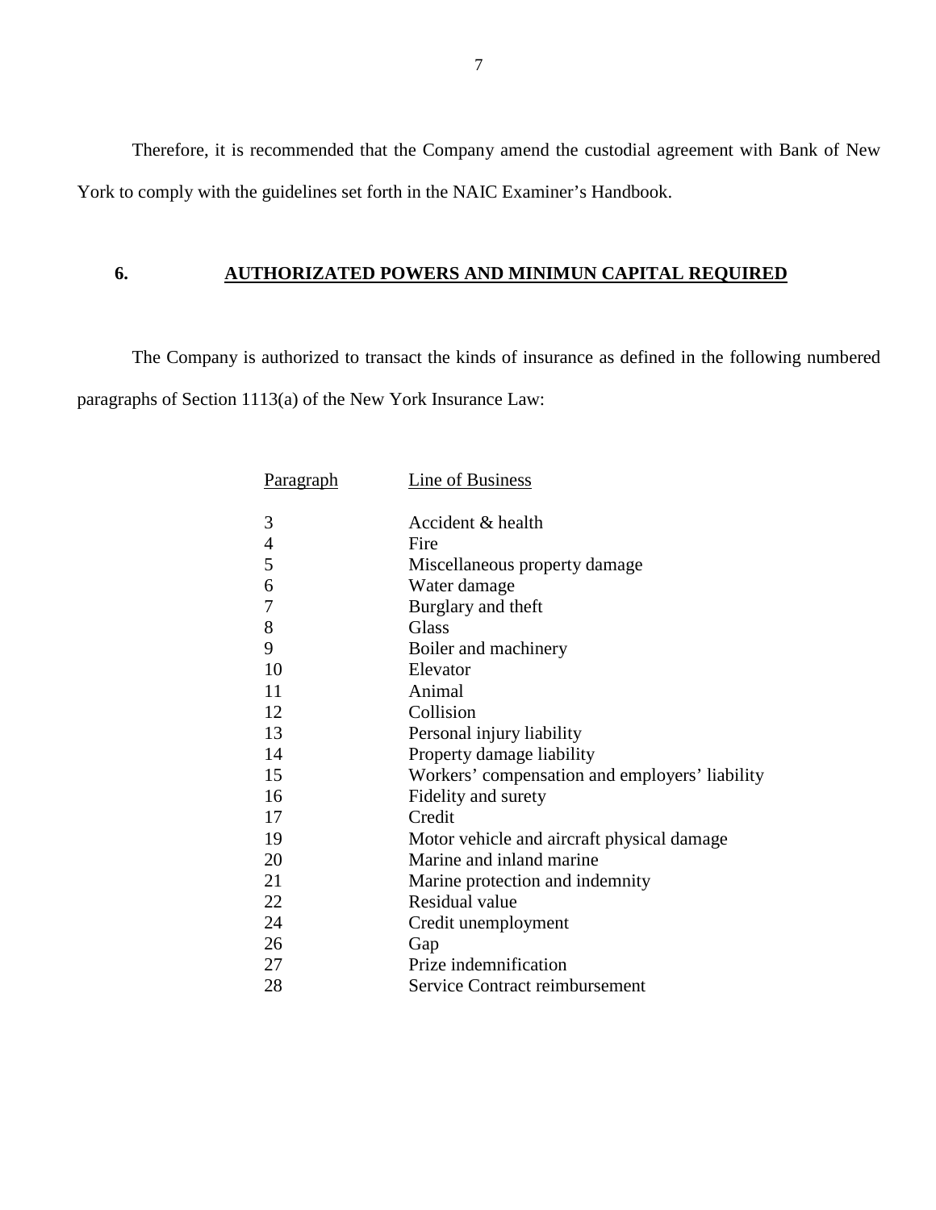Therefore, it is recommended that the Company amend the custodial agreement with Bank of New York to comply with the guidelines set forth in the NAIC Examiner's Handbook.

## 6. AUTHORIZATED POWERS AND MINIMUN CAPITAL REQUIRED

The Company is authorized to transact the kinds of insurance as defined in the following numbered paragraphs of Section 1113(a) of the New York Insurance Law:

| Paragraph | Line of Business |
|---|---|
| 3 | Accident & health |
| 4 | Fire |
| 5 | Miscellaneous property damage |
| 6 | Water damage |
| 7 | Burglary and theft |
| 8 | Glass |
| 9 | Boiler and machinery |
| 10 | Elevator |
| 11 | Animal |
| 12 | Collision |
| 13 | Personal injury liability |
| 14 | Property damage liability |
| 15 | Workers' compensation and employers' liability |
| 16 | Fidelity and surety |
| 17 | Credit |
| 19 | Motor vehicle and aircraft physical damage |
| 20 | Marine and inland marine |
| 21 | Marine protection and indemnity |
| 22 | Residual value |
| 24 | Credit unemployment |
| 26 | Gap |
| 27 | Prize indemnification |
| 28 | Service Contract reimbursement |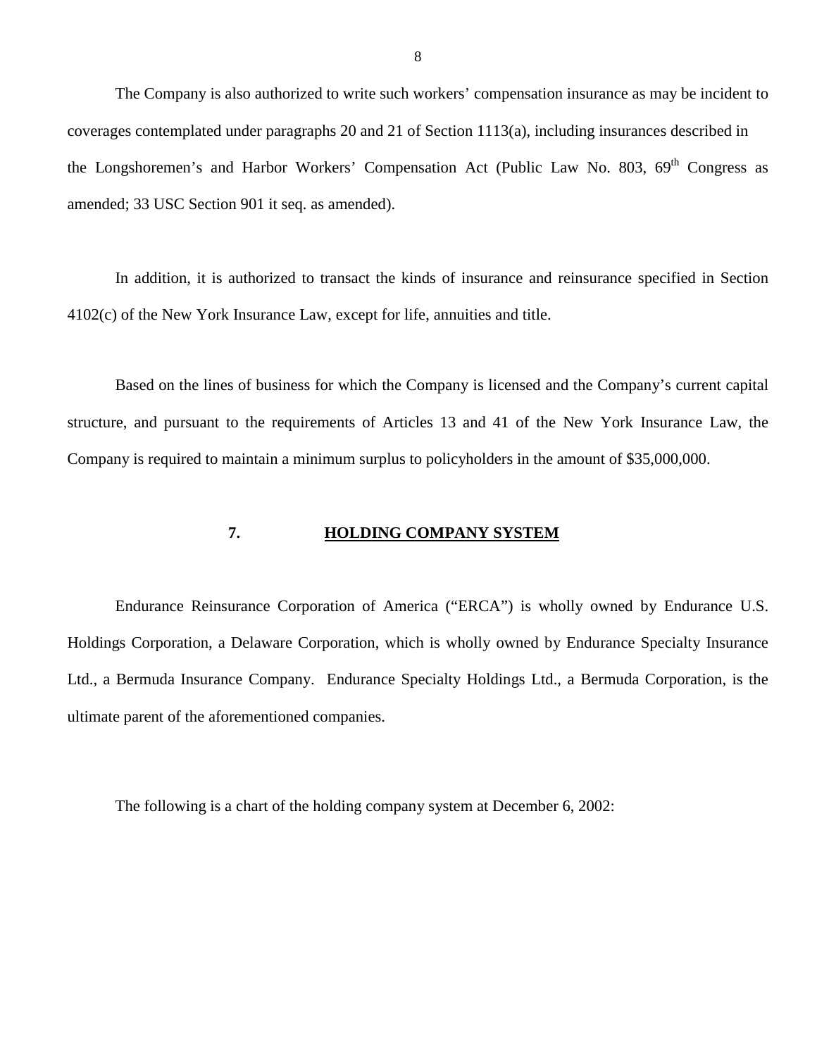The Company is also authorized to write such workers' compensation insurance as may be incident to coverages contemplated under paragraphs 20 and 21 of Section 1113(a), including insurances described in the Longshoremen's and Harbor Workers' Compensation Act (Public Law No. 803, 69th Congress as amended; 33 USC Section 901 it seq. as amended).

In addition, it is authorized to transact the kinds of insurance and reinsurance specified in Section 4102(c) of the New York Insurance Law, except for life, annuities and title.

Based on the lines of business for which the Company is licensed and the Company's current capital structure, and pursuant to the requirements of Articles 13 and 41 of the New York Insurance Law, the Company is required to maintain a minimum surplus to policyholders in the amount of $35,000,000.

## 7. HOLDING COMPANY SYSTEM

Endurance Reinsurance Corporation of America ("ERCA") is wholly owned by Endurance U.S. Holdings Corporation, a Delaware Corporation, which is wholly owned by Endurance Specialty Insurance Ltd., a Bermuda Insurance Company. Endurance Specialty Holdings Ltd., a Bermuda Corporation, is the ultimate parent of the aforementioned companies.

The following is a chart of the holding company system at December 6, 2002: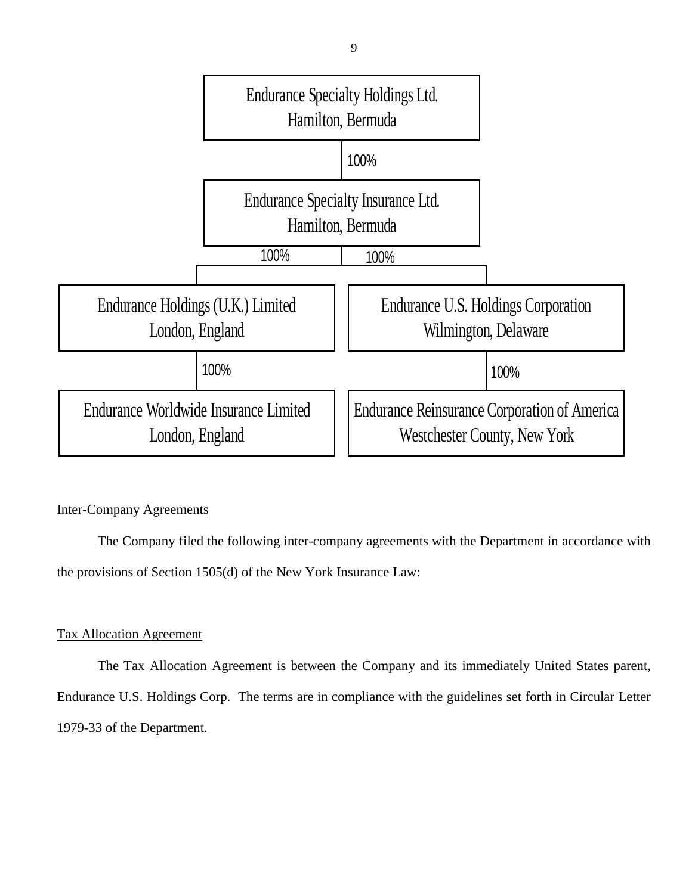Endurance Specialty Holdings Ltd.
Hamilton, Bermuda

100%

Endurance Specialty Insurance Ltd.
Hamilton, Bermuda

100% | 100%

Endurance Holdings (U.K.) Limited
London, England

Endurance U.S. Holdings Corporation
Wilmington, Delaware

100% | 100%

Endurance Worldwide Insurance Limited
London, England

Endurance Reinsurance Corporation of America
Westchester County, New York

Inter-Company Agreements

The Company filed the following inter-company agreements with the Department in accordance with the provisions of Section 1505(d) of the New York Insurance Law:

Tax Allocation Agreement

The Tax Allocation Agreement is between the Company and its immediately United States parent, Endurance U.S. Holdings Corp. The terms are in compliance with the guidelines set forth in Circular Letter 1979-33 of the Department.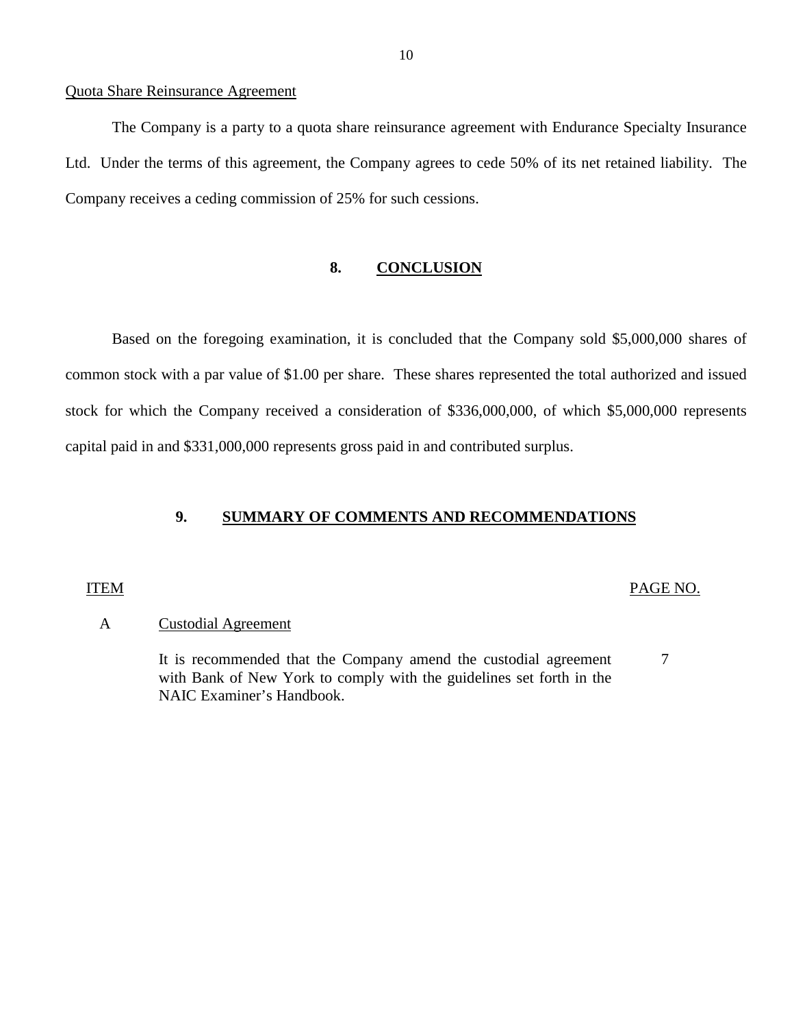Quota Share Reinsurance Agreement

The Company is a party to a quota share reinsurance agreement with Endurance Specialty Insurance Ltd. Under the terms of this agreement, the Company agrees to cede 50% of its net retained liability. The Company receives a ceding commission of 25% for such cessions.

## 8. CONCLUSION

Based on the foregoing examination, it is concluded that the Company sold $5,000,000 shares of common stock with a par value of $1.00 per share. These shares represented the total authorized and issued stock for which the Company received a consideration of $336,000,000, of which $5,000,000 represents capital paid in and $331,000,000 represents gross paid in and contributed surplus.

## 9. SUMMARY OF COMMENTS AND RECOMMENDATIONS

| ITEM | | PAGE NO. |
|---|---|---|
| A | Custodial Agreement | |
| | It is recommended that the Company amend the custodial agreement with Bank of New York to comply with the guidelines set forth in the NAIC Examiner's Handbook. | 7 |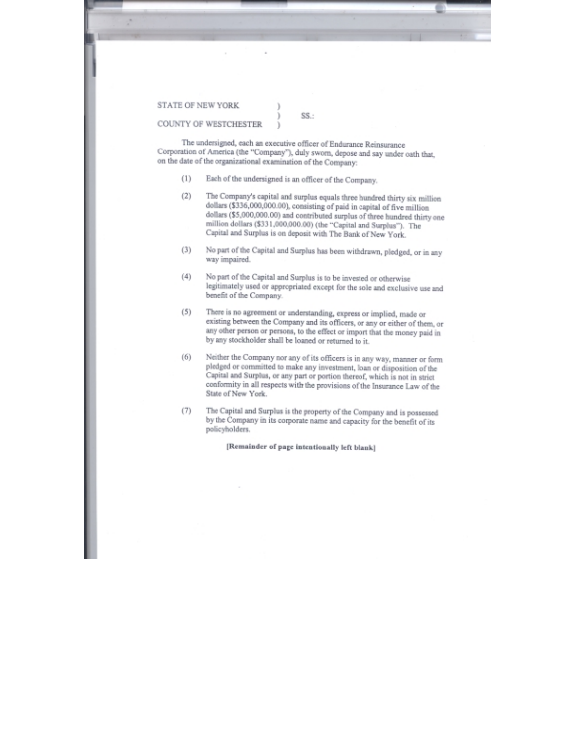STATE OF NEW YORK )
) SS.:
COUNTY OF WESTCHESTER )

The undersigned, each an executive officer of Endurance Reinsurance Corporation of America (the "Company"), duly sworn, depose and say under oath that, on the date of the organizational examination of the Company:

(1) Each of the undersigned is an officer of the Company.

(2) The Company's capital and surplus equals three hundred thirty six million dollars ($336,000,000.00), consisting of paid in capital of five million dollars ($5,000,000.00) and contributed surplus of three hundred thirty one million dollars ($331,000,000.00) (the "Capital and Surplus"). The Capital and Surplus is on deposit with The Bank of New York.

(3) No part of the Capital and Surplus has been withdrawn, pledged, or in any way impaired.

(4) No part of the Capital and Surplus is to be invested or otherwise legitimately used or appropriated except for the sole and exclusive use and benefit of the Company.

(5) There is no agreement or understanding, express or implied, made or existing between the Company and its officers, or any or either of them, or any other person or persons, to the effect or import that the money paid in by any stockholder shall be loaned or returned to it.

(6) Neither the Company nor any of its officers is in any way, manner or form pledged or committed to make any investment, loan or disposition of the Capital and Surplus, or any part or portion thereof, which is not in strict conformity in all respects with the provisions of the Insurance Law of the State of New York.

(7) The Capital and Surplus is the property of the Company and is possessed by the Company in its corporate name and capacity for the benefit of its policyholders.

**[Remainder of page intentionally left blank]**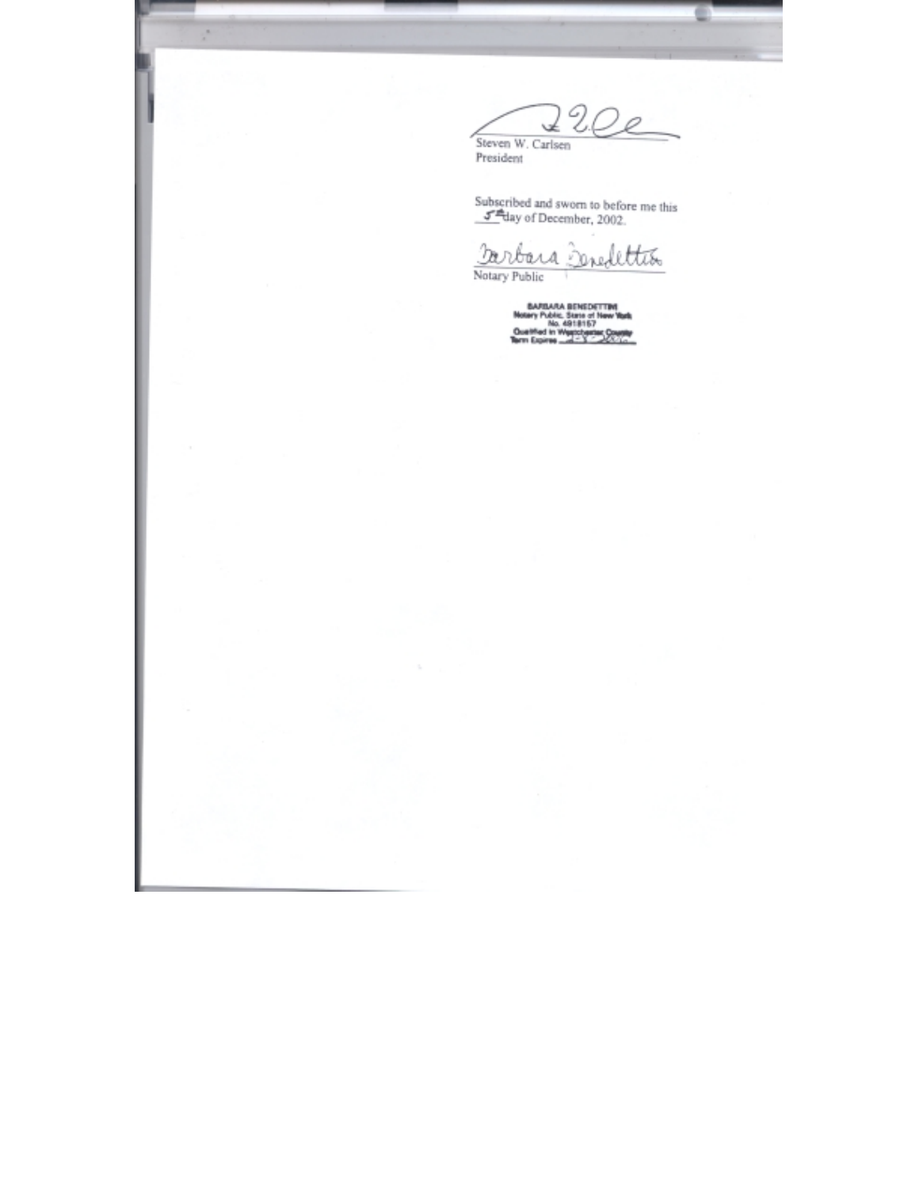Steven W. Carlsen
President

Subscribed and sworn to before me this
5th day of December, 2002.

Barbara Benedettini
Notary Public

BARBARA BENEDETTINI
Notary Public, State of New York
No. 4918157
Qualified in Westchester County
Term Expires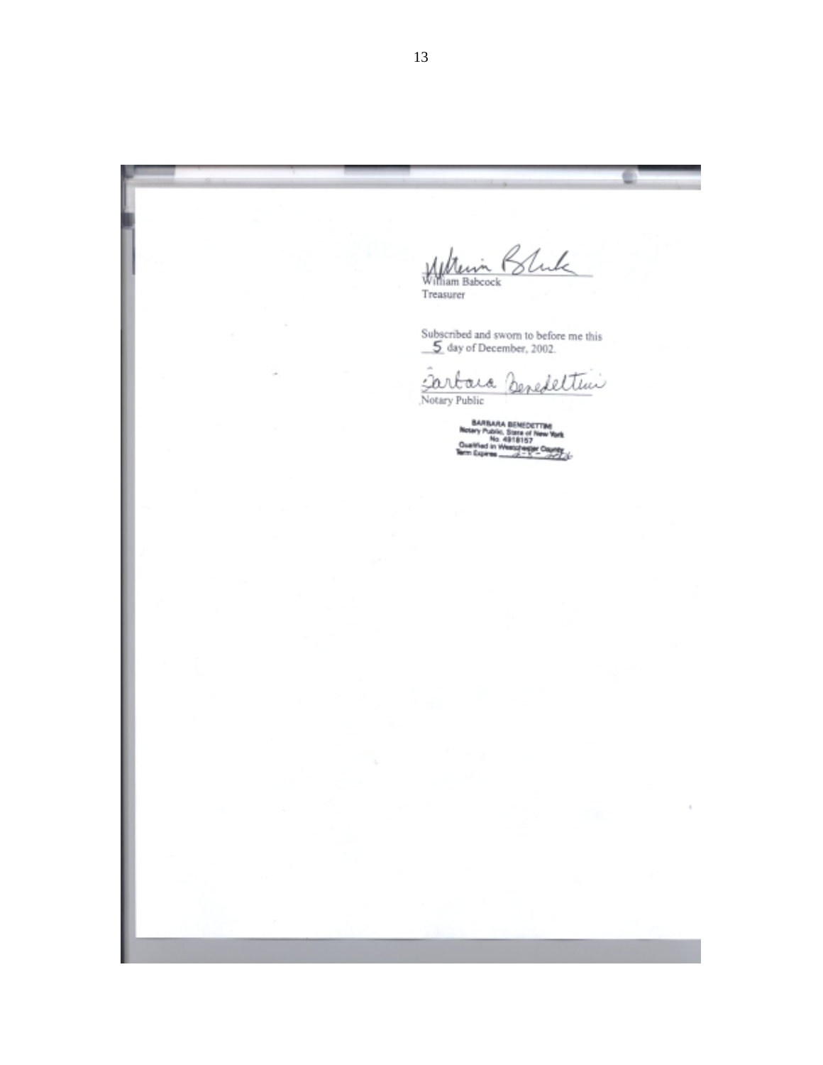William Babcock
Treasurer

Subscribed and sworn to before me this
5 day of December, 2002.

Barbara Benedettini
Notary Public

BARBARA BENEDETTINI
Notary Public, State of New York
No. 4918157
Qualified in Westchester County
Term Expires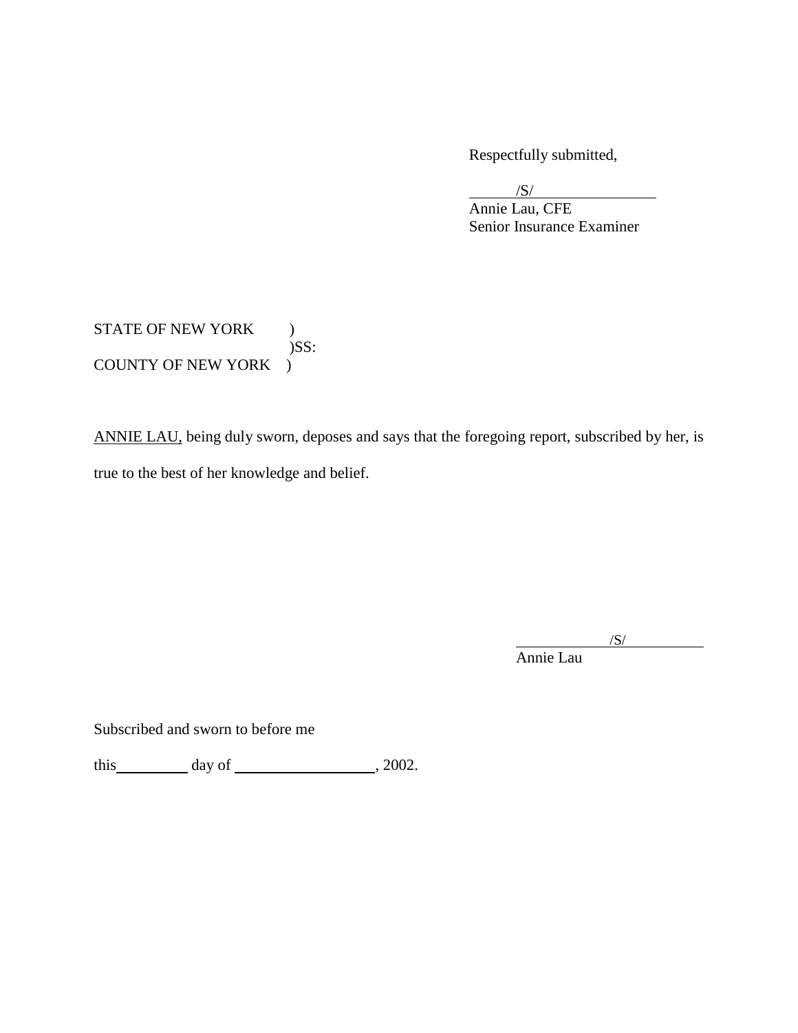Respectfully submitted,

/S/
Annie Lau, CFE
Senior Insurance Examiner

STATE OF NEW YORK )
)SS:
COUNTY OF NEW YORK )

ANNIE LAU, being duly sworn, deposes and says that the foregoing report, subscribed by her, is true to the best of her knowledge and belief.

/S/
Annie Lau

Subscribed and sworn to before me

this __________ day of ____________________, 2002.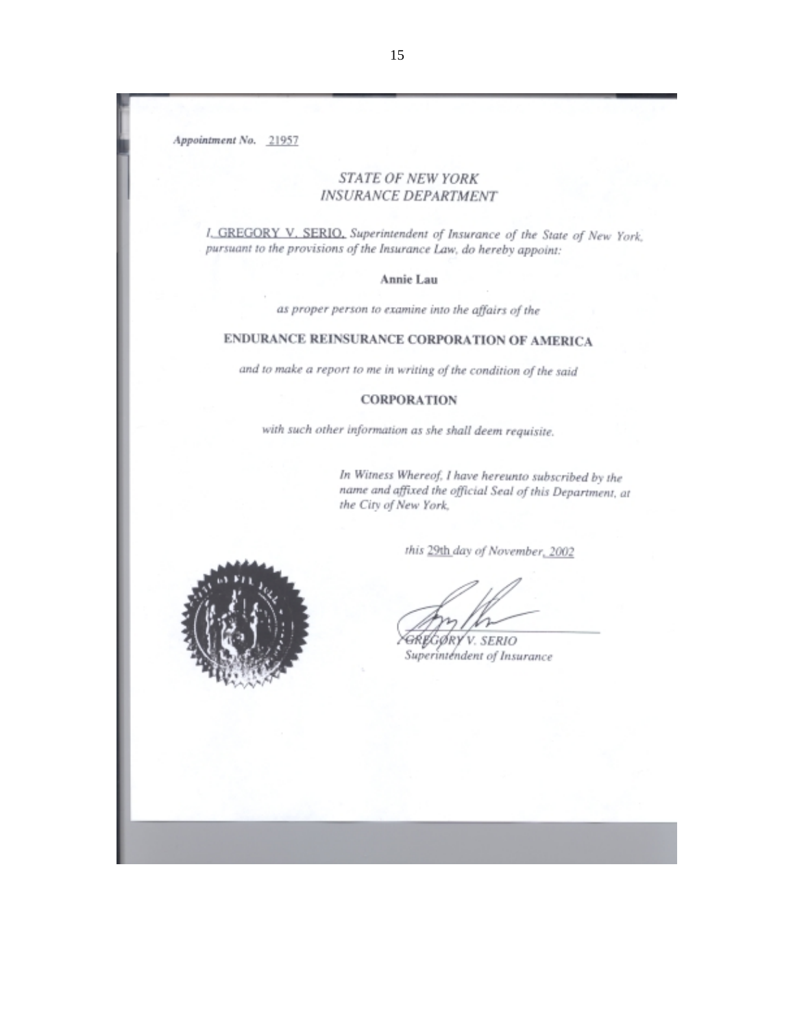*Appointment No.* 21957

### *STATE OF NEW YORK*
### *INSURANCE DEPARTMENT*

*I,* GREGORY V. SERIO, *Superintendent of Insurance of the State of New York, pursuant to the provisions of the Insurance Law, do hereby appoint:*

**Annie Lau**

*as proper person to examine into the affairs of the*

**ENDURANCE REINSURANCE CORPORATION OF AMERICA**

*and to make a report to me in writing of the condition of the said*

**CORPORATION**

*with such other information as she shall deem requisite.*

*In Witness Whereof, I have hereunto subscribed by the name and affixed the official Seal of this Department, at the City of New York,*

*this* 29th *day of November,* 2002

*GREGORY V. SERIO*
*Superintendent of Insurance*